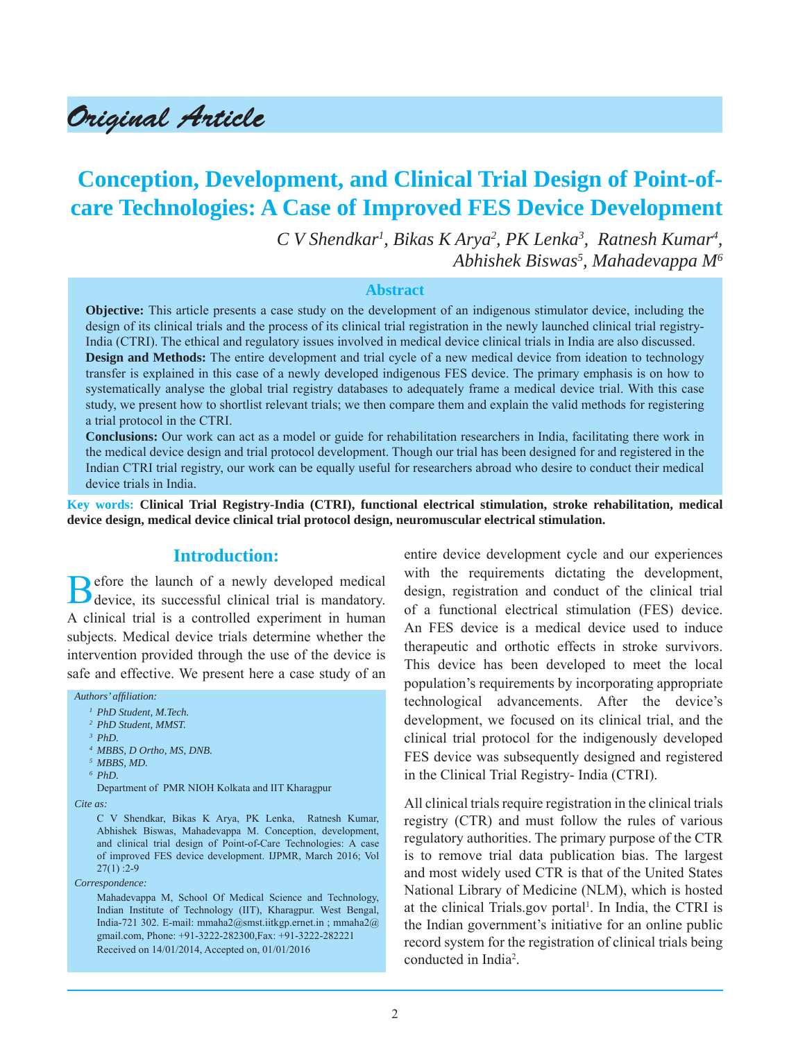*Original Article*

# Conception, Development, and Clinical Trial Design of Point-of-care Technologies: A Case of Improved FES Device Development

*C V Shendkar[1], Bikas K Arya[2], PK Lenka[3], Ratnesh Kumar[4], Abhishek Biswas[5], Mahadevappa M[6]*

## Abstract

**Objective:** This article presents a case study on the development of an indigenous stimulator device, including the design of its clinical trials and the process of its clinical trial registration in the newly launched clinical trial registry-India (CTRI). The ethical and regulatory issues involved in medical device clinical trials in India are also discussed.

**Design and Methods:** The entire development and trial cycle of a new medical device from ideation to technology transfer is explained in this case of a newly developed indigenous FES device. The primary emphasis is on how to systematically analyse the global trial registry databases to adequately frame a medical device trial. With this case study, we present how to shortlist relevant trials; we then compare them and explain the valid methods for registering a trial protocol in the CTRI.

**Conclusions:** Our work can act as a model or guide for rehabilitation researchers in India, facilitating there work in the medical device design and trial protocol development. Though our trial has been designed for and registered in the Indian CTRI trial registry, our work can be equally useful for researchers abroad who desire to conduct their medical device trials in India.

**Key words: Clinical Trial Registry-India (CTRI), functional electrical stimulation, stroke rehabilitation, medical device design, medical device clinical trial protocol design, neuromuscular electrical stimulation.**

## Introduction:

Before the launch of a newly developed medical device, its successful clinical trial is mandatory. A clinical trial is a controlled experiment in human subjects. Medical device trials determine whether the intervention provided through the use of the device is safe and effective. We present here a case study of an entire device development cycle and our experiences with the requirements dictating the development, design, registration and conduct of the clinical trial of a functional electrical stimulation (FES) device. An FES device is a medical device used to induce therapeutic and orthotic effects in stroke survivors. This device has been developed to meet the local population's requirements by incorporating appropriate technological advancements. After the device's development, we focused on its clinical trial, and the clinical trial protocol for the indigenously developed FES device was subsequently designed and registered in the Clinical Trial Registry- India (CTRI).

All clinical trials require registration in the clinical trials registry (CTR) and must follow the rules of various regulatory authorities. The primary purpose of the CTR is to remove trial data publication bias. The largest and most widely used CTR is that of the United States National Library of Medicine (NLM), which is hosted at the clinical Trials.gov portal[1]. In India, the CTRI is the Indian government's initiative for an online public record system for the registration of clinical trials being conducted in India[2].

*Authors' affiliation:*

- [1] PhD Student, M.Tech.
- [2] PhD Student, MMST.
- [3] PhD.
- [4] MBBS, D Ortho, MS, DNB.
- [5] MBBS, MD.
- [6] PhD.

Department of PMR NIOH Kolkata and IIT Kharagpur

*Cite as:*

C V Shendkar, Bikas K Arya, PK Lenka, Ratnesh Kumar, Abhishek Biswas, Mahadevappa M. Conception, development, and clinical trial design of Point-of-Care Technologies: A case of improved FES device development. IJPMR, March 2016; Vol 27(1) :2-9

*Correspondence:*

Mahadevappa M, School Of Medical Science and Technology, Indian Institute of Technology (IIT), Kharagpur. West Bengal, India-721 302. E-mail: mmaha2@smst.iitkgp.ernet.in ; mmaha2@gmail.com, Phone: +91-3222-282300,Fax: +91-3222-282221

Received on 14/01/2014, Accepted on, 01/01/2016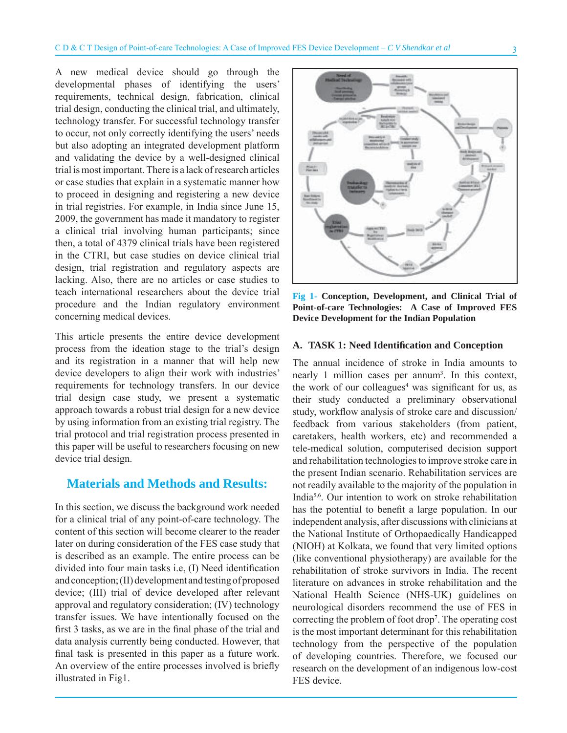A new medical device should go through the developmental phases of identifying the users' requirements, technical design, fabrication, clinical trial design, conducting the clinical trial, and ultimately, technology transfer. For successful technology transfer to occur, not only correctly identifying the users' needs but also adopting an integrated development platform and validating the device by a well-designed clinical trial is most important. There is a lack of research articles or case studies that explain in a systematic manner how to proceed in designing and registering a new device in trial registries. For example, in India since June 15, 2009, the government has made it mandatory to register a clinical trial involving human participants; since then, a total of 4379 clinical trials have been registered in the CTRI, but case studies on device clinical trial design, trial registration and regulatory aspects are lacking. Also, there are no articles or case studies to teach international researchers about the device trial procedure and the Indian regulatory environment concerning medical devices.

This article presents the entire device development process from the ideation stage to the trial's design and its registration in a manner that will help new device developers to align their work with industries' requirements for technology transfers. In our device trial design case study, we present a systematic approach towards a robust trial design for a new device by using information from an existing trial registry. The trial protocol and trial registration process presented in this paper will be useful to researchers focusing on new device trial design.

## Materials and Methods and Results:

In this section, we discuss the background work needed for a clinical trial of any point-of-care technology. The content of this section will become clearer to the reader later on during consideration of the FES case study that is described as an example. The entire process can be divided into four main tasks i.e, (I) Need identification and conception; (II) development and testing of proposed device; (III) trial of device developed after relevant approval and regulatory consideration; (IV) technology transfer issues. We have intentionally focused on the first 3 tasks, as we are in the final phase of the trial and data analysis currently being conducted. However, that final task is presented in this paper as a future work. An overview of the entire processes involved is briefly illustrated in Fig1.

**Fig 1- Conception, Development, and Clinical Trial of Point-of-care Technologies: A Case of Improved FES Device Development for the Indian Population**

### A. TASK 1: Need Identification and Conception

The annual incidence of stroke in India amounts to nearly 1 million cases per annum[3]. In this context, the work of our colleagues[4] was significant for us, as their study conducted a preliminary observational study, workflow analysis of stroke care and discussion/feedback from various stakeholders (from patient, caretakers, health workers, etc) and recommended a tele-medical solution, computerised decision support and rehabilitation technologies to improve stroke care in the present Indian scenario. Rehabilitation services are not readily available to the majority of the population in India[5,6]. Our intention to work on stroke rehabilitation has the potential to benefit a large population. In our independent analysis, after discussions with clinicians at the National Institute of Orthopaedically Handicapped (NIOH) at Kolkata, we found that very limited options (like conventional physiotherapy) are available for the rehabilitation of stroke survivors in India. The recent literature on advances in stroke rehabilitation and the National Health Science (NHS-UK) guidelines on neurological disorders recommend the use of FES in correcting the problem of foot drop[7]. The operating cost is the most important determinant for this rehabilitation technology from the perspective of the population of developing countries. Therefore, we focused our research on the development of an indigenous low-cost FES device.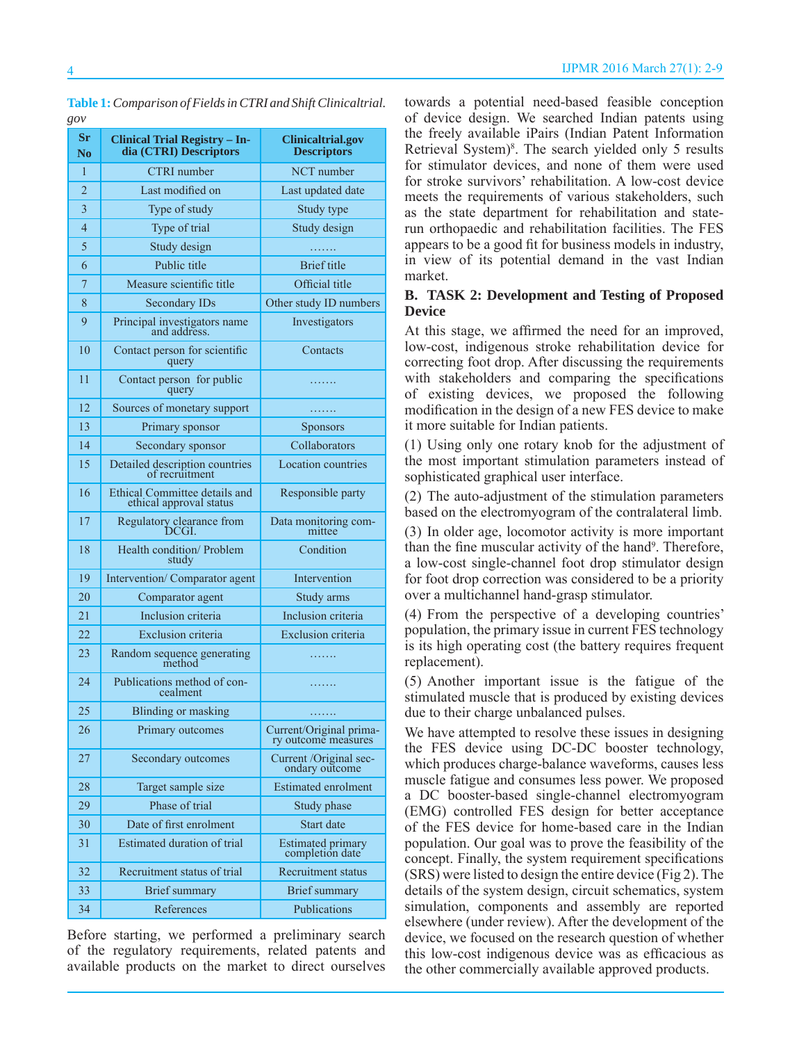**Table 1:** *Comparison of Fields in CTRI and Shift Clinicaltrial. gov*

| Sr No | Clinical Trial Registry – India (CTRI) Descriptors | Clinicaltrial.gov Descriptors |
|---|---|---|
| 1 | CTRI number | NCT number |
| 2 | Last modified on | Last updated date |
| 3 | Type of study | Study type |
| 4 | Type of trial | Study design |
| 5 | Study design | ……. |
| 6 | Public title | Brief title |
| 7 | Measure scientific title | Official title |
| 8 | Secondary IDs | Other study ID numbers |
| 9 | Principal investigators name and address. | Investigators |
| 10 | Contact person for scientific query | Contacts |
| 11 | Contact person for public query | ……. |
| 12 | Sources of monetary support | ……. |
| 13 | Primary sponsor | Sponsors |
| 14 | Secondary sponsor | Collaborators |
| 15 | Detailed description countries of recruitment | Location countries |
| 16 | Ethical Committee details and ethical approval status | Responsible party |
| 17 | Regulatory clearance from DCGI. | Data monitoring committee |
| 18 | Health condition/ Problem study | Condition |
| 19 | Intervention/ Comparator agent | Intervention |
| 20 | Comparator agent | Study arms |
| 21 | Inclusion criteria | Inclusion criteria |
| 22 | Exclusion criteria | Exclusion criteria |
| 23 | Random sequence generating method | ……. |
| 24 | Publications method of concealment | ……. |
| 25 | Blinding or masking | ……. |
| 26 | Primary outcomes | Current/Original primary outcome measures |
| 27 | Secondary outcomes | Current /Original secondary outcome |
| 28 | Target sample size | Estimated enrolment |
| 29 | Phase of trial | Study phase |
| 30 | Date of first enrolment | Start date |
| 31 | Estimated duration of trial | Estimated primary completion date |
| 32 | Recruitment status of trial | Recruitment status |
| 33 | Brief summary | Brief summary |
| 34 | References | Publications |

Before starting, we performed a preliminary search of the regulatory requirements, related patents and available products on the market to direct ourselves towards a potential need-based feasible conception of device design. We searched Indian patents using the freely available iPairs (Indian Patent Information Retrieval System)[8]. The search yielded only 5 results for stimulator devices, and none of them were used for stroke survivors' rehabilitation. A low-cost device meets the requirements of various stakeholders, such as the state department for rehabilitation and state-run orthopaedic and rehabilitation facilities. The FES appears to be a good fit for business models in industry, in view of its potential demand in the vast Indian market.

### B. TASK 2: Development and Testing of Proposed Device

At this stage, we affirmed the need for an improved, low-cost, indigenous stroke rehabilitation device for correcting foot drop. After discussing the requirements with stakeholders and comparing the specifications of existing devices, we proposed the following modification in the design of a new FES device to make it more suitable for Indian patients.

(1) Using only one rotary knob for the adjustment of the most important stimulation parameters instead of sophisticated graphical user interface.

(2) The auto-adjustment of the stimulation parameters based on the electromyogram of the contralateral limb.

(3) In older age, locomotor activity is more important than the fine muscular activity of the hand[9]. Therefore, a low-cost single-channel foot drop stimulator design for foot drop correction was considered to be a priority over a multichannel hand-grasp stimulator.

(4) From the perspective of a developing countries' population, the primary issue in current FES technology is its high operating cost (the battery requires frequent replacement).

(5) Another important issue is the fatigue of the stimulated muscle that is produced by existing devices due to their charge unbalanced pulses.

We have attempted to resolve these issues in designing the FES device using DC-DC booster technology, which produces charge-balance waveforms, causes less muscle fatigue and consumes less power. We proposed a DC booster-based single-channel electromyogram (EMG) controlled FES design for better acceptance of the FES device for home-based care in the Indian population. Our goal was to prove the feasibility of the concept. Finally, the system requirement specifications (SRS) were listed to design the entire device (Fig 2). The details of the system design, circuit schematics, system simulation, components and assembly are reported elsewhere (under review). After the development of the device, we focused on the research question of whether this low-cost indigenous device was as efficacious as the other commercially available approved products.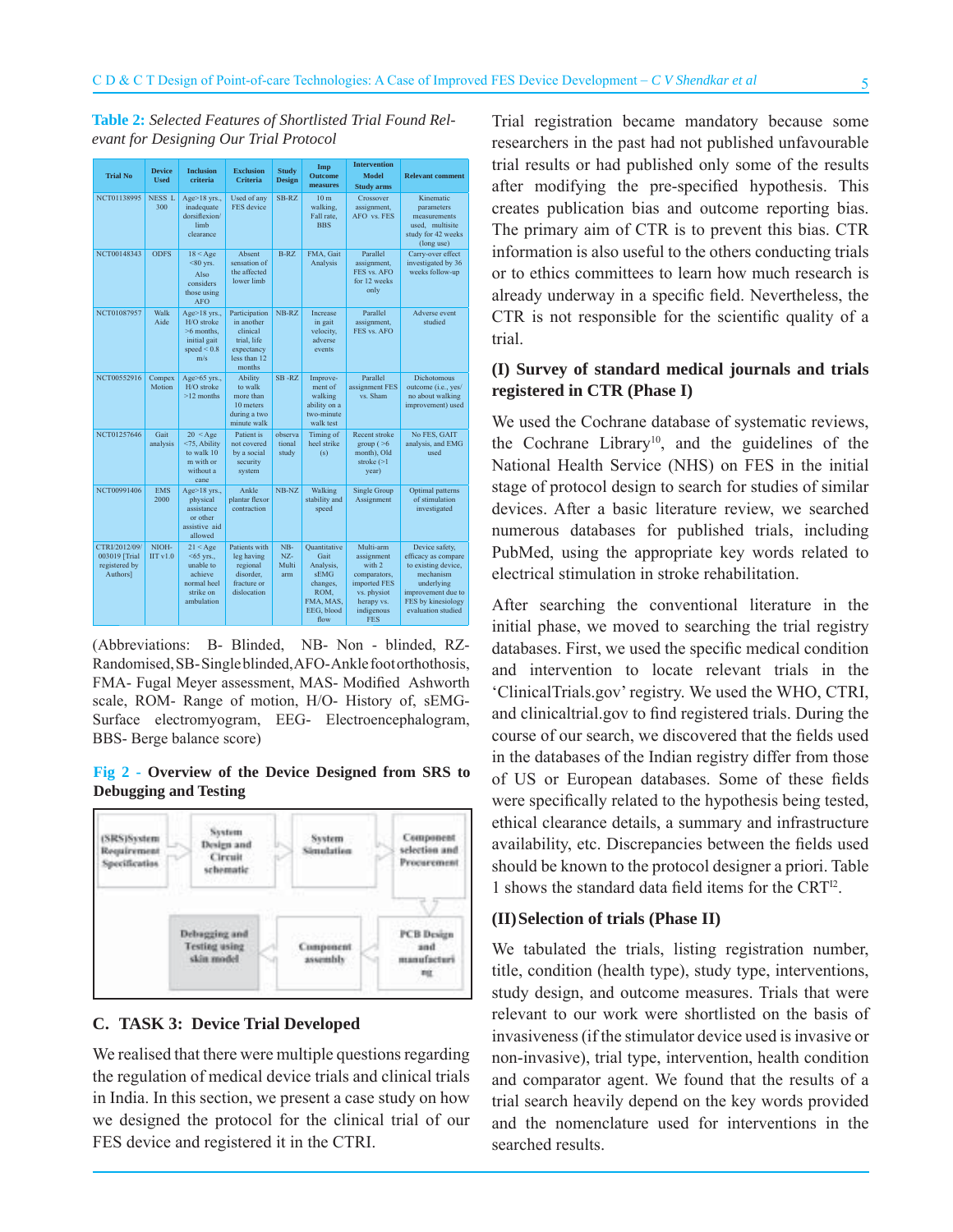**Table 2:** *Selected Features of Shortlisted Trial Found Relevant for Designing Our Trial Protocol*

| Trial No | Device Used | Inclusion criteria | Exclusion Criteria | Study Design | Imp Outcome measures | Intervention Model Study arms | Relevant comment |
|---|---|---|---|---|---|---|---|
| NCT01138995 | NESS L 300 | Age>18 yrs., inadequate dorsiflexion/ limb clearance | Used of any FES device | SB-RZ | 10 m walking, Fall rate, BBS | Crossover assignment, AFO vs. FES | Kinematic parameters measurements used, multisite study for 42 weeks (long use) |
| NCT00148343 | ODFS | 18 < Age <80 yrs. Also considers those using AFO | Absent sensation of the affected lower limb | B-RZ | FMA, Gait Analysis | Parallel assignment, FES vs. AFO for 12 weeks only | Carry-over effect investigated by 36 weeks follow-up |
| NCT01087957 | Walk Aide | Age>18 yrs., H/O stroke >6 months, initial gait speed < 0.8 m/s | Participation in another clinical trial, life expectancy less than 12 months | NB-RZ | Increase in gait velocity, adverse events | Parallel assignment, FES vs. AFO | Adverse event studied |
| NCT00552916 | Compex Motion | Age>65 yrs., H/O stroke >12 months | Ability to walk more than 10 meters during a two minute walk | SB -RZ | Improvement of walking ability on a two-minute walk test | Parallel assignment FES vs. Sham | Dichotomous outcome (i.e., yes/ no about walking improvement) used |
| NCT01257646 | Gait analysis | 20 < Age <75, Ability to walk 10 m with or without a cane | Patient is not covered by a social security system | observational study | Timing of heel strike (s) | Recent stroke group ( >6 month), Old stroke (>1 year) | No FES, GAIT analysis, and EMG used |
| NCT00991406 | EMS 2000 | Age>18 yrs., physical assistance or other assistive aid allowed | Ankle plantar flexor contraction | NB-NZ | Walking stability and speed | Single Group Assignment | Optimal patterns of stimulation investigated |
| CTRI/2012/09/ 003019 [Trial registered by Authors] | NIOH-IIT v1.0 | 21 < Age <65 yrs., unable to achieve normal heel strike on ambulation | Patients with leg having regional disorder, fracture or dislocation | NB-NZ-Multi arm | Quantitative Gait Analysis, sEMG changes, ROM, FMA, MAS, EEG, blood flow | Multi-arm assignment with 2 comparators, imported FES vs. physiotherapy vs. indigenous FES | Device safety, efficacy as compare to existing device, mechanism underlying improvement due to FES by kinesiology evaluation studied |

(Abbreviations: B- Blinded, NB- Non - blinded, RZ- Randomised, SB- Single blinded, AFO- Ankle foot orthothosis, FMA- Fugal Meyer assessment, MAS- Modified Ashworth scale, ROM- Range of motion, H/O- History of, sEMG- Surface electromyogram, EEG- Electroencephalogram, BBS- Berge balance score)

**Fig 2 - Overview of the Device Designed from SRS to Debugging and Testing**

(SRS)System Requirement Specification → System Design and Circuit schematic → System Simulation → Component selection and Procurement → PCB Design and manufacturing → Component assembly → Debugging and Testing using skin model

### C. TASK 3: Device Trial Developed

We realised that there were multiple questions regarding the regulation of medical device trials and clinical trials in India. In this section, we present a case study on how we designed the protocol for the clinical trial of our FES device and registered it in the CTRI.

Trial registration became mandatory because some researchers in the past had not published unfavourable trial results or had published only some of the results after modifying the pre-specified hypothesis. This creates publication bias and outcome reporting bias. The primary aim of CTR is to prevent this bias. CTR information is also useful to the others conducting trials or to ethics committees to learn how much research is already underway in a specific field. Nevertheless, the CTR is not responsible for the scientific quality of a trial.

**(I) Survey of standard medical journals and trials registered in CTR (Phase I)**

We used the Cochrane database of systematic reviews, the Cochrane Library[10], and the guidelines of the National Health Service (NHS) on FES in the initial stage of protocol design to search for studies of similar devices. After a basic literature review, we searched numerous databases for published trials, including PubMed, using the appropriate key words related to electrical stimulation in stroke rehabilitation.

After searching the conventional literature in the initial phase, we moved to searching the trial registry databases. First, we used the specific medical condition and intervention to locate relevant trials in the 'ClinicalTrials.gov' registry. We used the WHO, CTRI, and clinicaltrial.gov to find registered trials. During the course of our search, we discovered that the fields used in the databases of the Indian registry differ from those of US or European databases. Some of these fields were specifically related to the hypothesis being tested, ethical clearance details, a summary and infrastructure availability, etc. Discrepancies between the fields used should be known to the protocol designer a priori. Table 1 shows the standard data field items for the CRT[12].

**(II) Selection of trials (Phase II)**

We tabulated the trials, listing registration number, title, condition (health type), study type, interventions, study design, and outcome measures. Trials that were relevant to our work were shortlisted on the basis of invasiveness (if the stimulator device used is invasive or non-invasive), trial type, intervention, health condition and comparator agent. We found that the results of a trial search heavily depend on the key words provided and the nomenclature used for interventions in the searched results.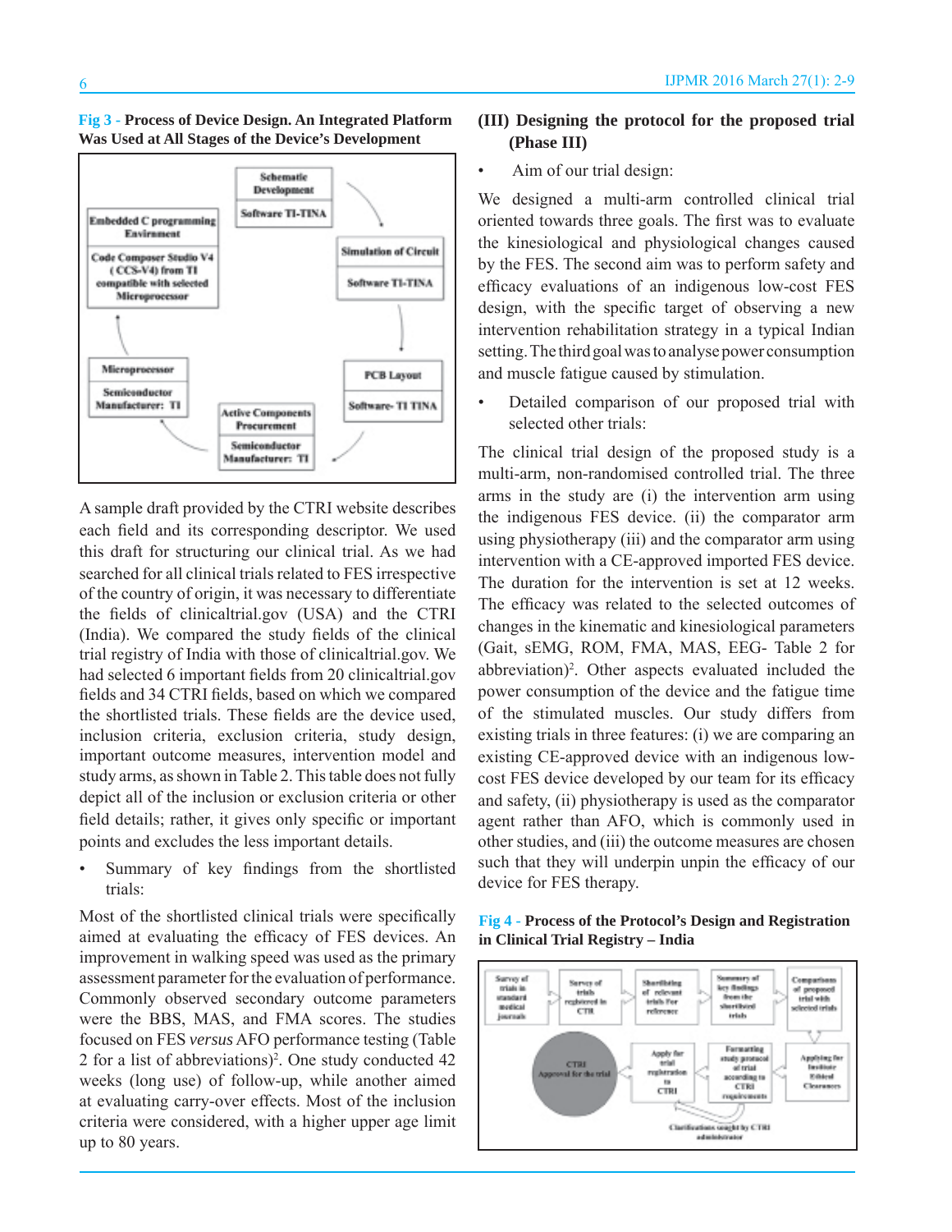**Fig 3 - Process of Device Design. An Integrated Platform Was Used at All Stages of the Device's Development**

A sample draft provided by the CTRI website describes each field and its corresponding descriptor. We used this draft for structuring our clinical trial. As we had searched for all clinical trials related to FES irrespective of the country of origin, it was necessary to differentiate the fields of clinicaltrial.gov (USA) and the CTRI (India). We compared the study fields of the clinical trial registry of India with those of clinicaltrial.gov. We had selected 6 important fields from 20 clinicaltrial.gov fields and 34 CTRI fields, based on which we compared the shortlisted trials. These fields are the device used, inclusion criteria, exclusion criteria, study design, important outcome measures, intervention model and study arms, as shown in Table 2. This table does not fully depict all of the inclusion or exclusion criteria or other field details; rather, it gives only specific or important points and excludes the less important details.

- Summary of key findings from the shortlisted trials:

Most of the shortlisted clinical trials were specifically aimed at evaluating the efficacy of FES devices. An improvement in walking speed was used as the primary assessment parameter for the evaluation of performance. Commonly observed secondary outcome parameters were the BBS, MAS, and FMA scores. The studies focused on FES *versus* AFO performance testing (Table 2 for a list of abbreviations)[2]. One study conducted 42 weeks (long use) of follow-up, while another aimed at evaluating carry-over effects. Most of the inclusion criteria were considered, with a higher upper age limit up to 80 years.

### (III) Designing the protocol for the proposed trial (Phase III)

- Aim of our trial design:

We designed a multi-arm controlled clinical trial oriented towards three goals. The first was to evaluate the kinesiological and physiological changes caused by the FES. The second aim was to perform safety and efficacy evaluations of an indigenous low-cost FES design, with the specific target of observing a new intervention rehabilitation strategy in a typical Indian setting. The third goal was to analyse power consumption and muscle fatigue caused by stimulation.

- Detailed comparison of our proposed trial with selected other trials:

The clinical trial design of the proposed study is a multi-arm, non-randomised controlled trial. The three arms in the study are (i) the intervention arm using the indigenous FES device. (ii) the comparator arm using physiotherapy (iii) and the comparator arm using intervention with a CE-approved imported FES device. The duration for the intervention is set at 12 weeks. The efficacy was related to the selected outcomes of changes in the kinematic and kinesiological parameters (Gait, sEMG, ROM, FMA, MAS, EEG- Table 2 for abbreviation)[2]. Other aspects evaluated included the power consumption of the device and the fatigue time of the stimulated muscles. Our study differs from existing trials in three features: (i) we are comparing an existing CE-approved device with an indigenous low-cost FES device developed by our team for its efficacy and safety, (ii) physiotherapy is used as the comparator agent rather than AFO, which is commonly used in other studies, and (iii) the outcome measures are chosen such that they will underpin unpin the efficacy of our device for FES therapy.

**Fig 4 - Process of the Protocol's Design and Registration in Clinical Trial Registry – India**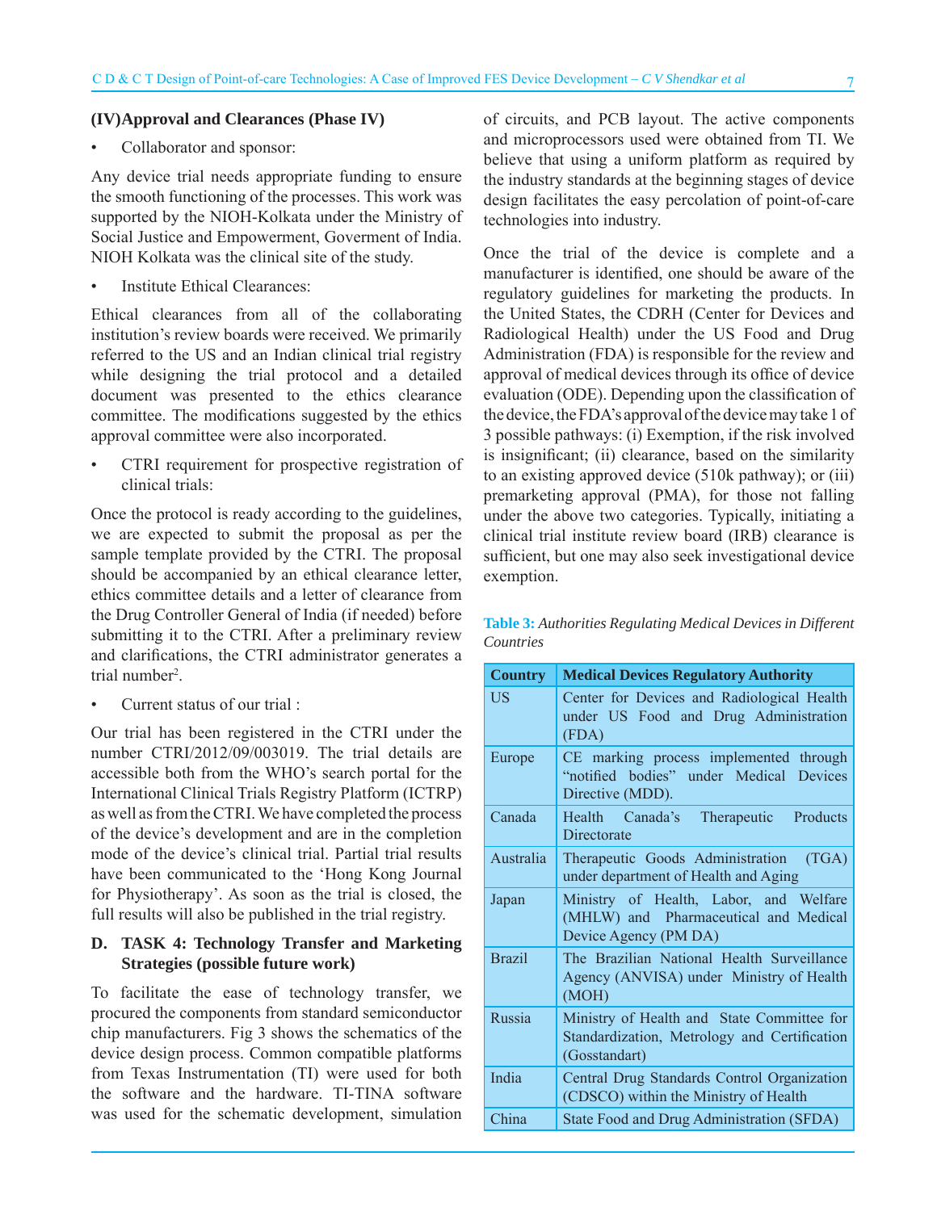### (IV)Approval and Clearances (Phase IV)

- Collaborator and sponsor:

Any device trial needs appropriate funding to ensure the smooth functioning of the processes. This work was supported by the NIOH-Kolkata under the Ministry of Social Justice and Empowerment, Goverment of India. NIOH Kolkata was the clinical site of the study.

- Institute Ethical Clearances:

Ethical clearances from all of the collaborating institution's review boards were received. We primarily referred to the US and an Indian clinical trial registry while designing the trial protocol and a detailed document was presented to the ethics clearance committee. The modifications suggested by the ethics approval committee were also incorporated.

- CTRI requirement for prospective registration of clinical trials:

Once the protocol is ready according to the guidelines, we are expected to submit the proposal as per the sample template provided by the CTRI. The proposal should be accompanied by an ethical clearance letter, ethics committee details and a letter of clearance from the Drug Controller General of India (if needed) before submitting it to the CTRI. After a preliminary review and clarifications, the CTRI administrator generates a trial number[2].

- Current status of our trial :

Our trial has been registered in the CTRI under the number CTRI/2012/09/003019. The trial details are accessible both from the WHO's search portal for the International Clinical Trials Registry Platform (ICTRP) as well as from the CTRI. We have completed the process of the device's development and are in the completion mode of the device's clinical trial. Partial trial results have been communicated to the 'Hong Kong Journal for Physiotherapy'. As soon as the trial is closed, the full results will also be published in the trial registry.

### D. TASK 4: Technology Transfer and Marketing Strategies (possible future work)

To facilitate the ease of technology transfer, we procured the components from standard semiconductor chip manufacturers. Fig 3 shows the schematics of the device design process. Common compatible platforms from Texas Instrumentation (TI) were used for both the software and the hardware. TI-TINA software was used for the schematic development, simulation of circuits, and PCB layout. The active components and microprocessors used were obtained from TI. We believe that using a uniform platform as required by the industry standards at the beginning stages of device design facilitates the easy percolation of point-of-care technologies into industry.

Once the trial of the device is complete and a manufacturer is identified, one should be aware of the regulatory guidelines for marketing the products. In the United States, the CDRH (Center for Devices and Radiological Health) under the US Food and Drug Administration (FDA) is responsible for the review and approval of medical devices through its office of device evaluation (ODE). Depending upon the classification of the device, the FDA's approval of the device may take 1 of 3 possible pathways: (i) Exemption, if the risk involved is insignificant; (ii) clearance, based on the similarity to an existing approved device (510k pathway); or (iii) premarketing approval (PMA), for those not falling under the above two categories. Typically, initiating a clinical trial institute review board (IRB) clearance is sufficient, but one may also seek investigational device exemption.

**Table 3:** *Authorities Regulating Medical Devices in Different Countries*

| Country | Medical Devices Regulatory Authority |
|---|---|
| US | Center for Devices and Radiological Health under US Food and Drug Administration (FDA) |
| Europe | CE marking process implemented through "notified bodies" under Medical Devices Directive (MDD). |
| Canada | Health Canada's Therapeutic Products Directorate |
| Australia | Therapeutic Goods Administration (TGA) under department of Health and Aging |
| Japan | Ministry of Health, Labor, and Welfare (MHLW) and Pharmaceutical and Medical Device Agency (PM DA) |
| Brazil | The Brazilian National Health Surveillance Agency (ANVISA) under Ministry of Health (MOH) |
| Russia | Ministry of Health and State Committee for Standardization, Metrology and Certification (Gosstandart) |
| India | Central Drug Standards Control Organization (CDSCO) within the Ministry of Health |
| China | State Food and Drug Administration (SFDA) |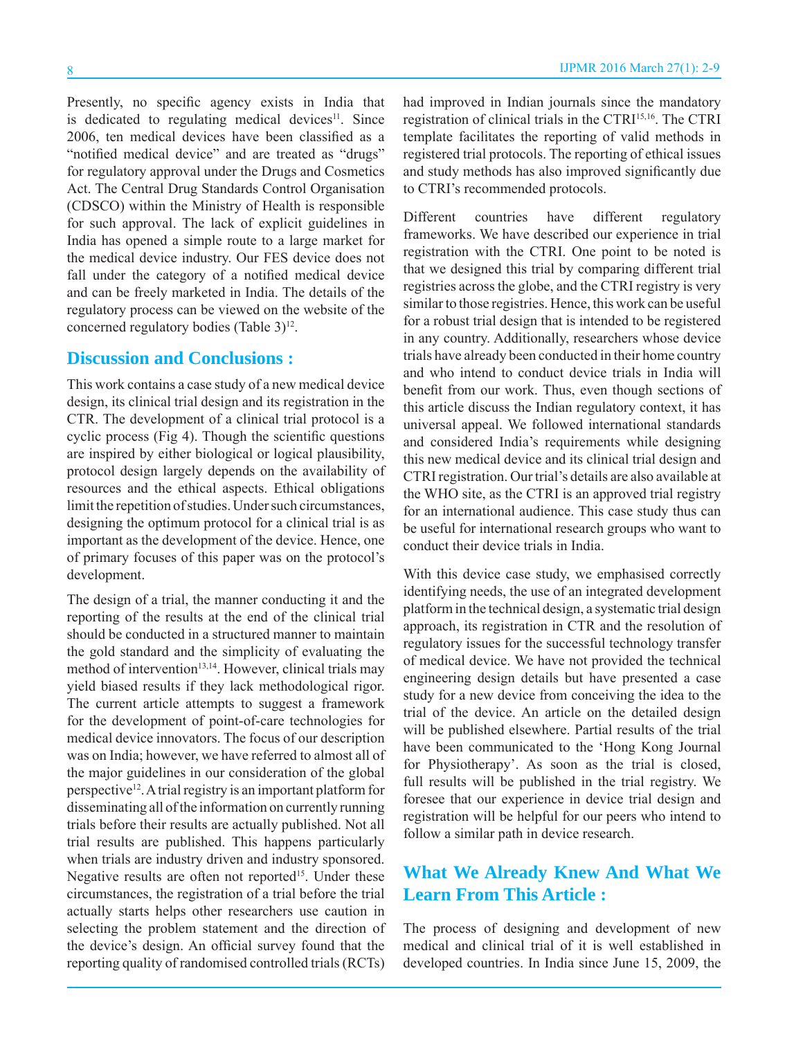Presently, no specific agency exists in India that is dedicated to regulating medical devices[11]. Since 2006, ten medical devices have been classified as a "notified medical device" and are treated as "drugs" for regulatory approval under the Drugs and Cosmetics Act. The Central Drug Standards Control Organisation (CDSCO) within the Ministry of Health is responsible for such approval. The lack of explicit guidelines in India has opened a simple route to a large market for the medical device industry. Our FES device does not fall under the category of a notified medical device and can be freely marketed in India. The details of the regulatory process can be viewed on the website of the concerned regulatory bodies (Table 3)[12].

## Discussion and Conclusions :

This work contains a case study of a new medical device design, its clinical trial design and its registration in the CTR. The development of a clinical trial protocol is a cyclic process (Fig 4). Though the scientific questions are inspired by either biological or logical plausibility, protocol design largely depends on the availability of resources and the ethical aspects. Ethical obligations limit the repetition of studies. Under such circumstances, designing the optimum protocol for a clinical trial is as important as the development of the device. Hence, one of primary focuses of this paper was on the protocol's development.

The design of a trial, the manner conducting it and the reporting of the results at the end of the clinical trial should be conducted in a structured manner to maintain the gold standard and the simplicity of evaluating the method of intervention[13,14]. However, clinical trials may yield biased results if they lack methodological rigor. The current article attempts to suggest a framework for the development of point-of-care technologies for medical device innovators. The focus of our description was on India; however, we have referred to almost all of the major guidelines in our consideration of the global perspective[12]. A trial registry is an important platform for disseminating all of the information on currently running trials before their results are actually published. Not all trial results are published. This happens particularly when trials are industry driven and industry sponsored. Negative results are often not reported[15]. Under these circumstances, the registration of a trial before the trial actually starts helps other researchers use caution in selecting the problem statement and the direction of the device's design. An official survey found that the reporting quality of randomised controlled trials (RCTs) had improved in Indian journals since the mandatory registration of clinical trials in the CTRI[15,16]. The CTRI template facilitates the reporting of valid methods in registered trial protocols. The reporting of ethical issues and study methods has also improved significantly due to CTRI's recommended protocols.

Different countries have different regulatory frameworks. We have described our experience in trial registration with the CTRI. One point to be noted is that we designed this trial by comparing different trial registries across the globe, and the CTRI registry is very similar to those registries. Hence, this work can be useful for a robust trial design that is intended to be registered in any country. Additionally, researchers whose device trials have already been conducted in their home country and who intend to conduct device trials in India will benefit from our work. Thus, even though sections of this article discuss the Indian regulatory context, it has universal appeal. We followed international standards and considered India's requirements while designing this new medical device and its clinical trial design and CTRI registration. Our trial's details are also available at the WHO site, as the CTRI is an approved trial registry for an international audience. This case study thus can be useful for international research groups who want to conduct their device trials in India.

With this device case study, we emphasised correctly identifying needs, the use of an integrated development platform in the technical design, a systematic trial design approach, its registration in CTR and the resolution of regulatory issues for the successful technology transfer of medical device. We have not provided the technical engineering design details but have presented a case study for a new device from conceiving the idea to the trial of the device. An article on the detailed design will be published elsewhere. Partial results of the trial have been communicated to the 'Hong Kong Journal for Physiotherapy'. As soon as the trial is closed, full results will be published in the trial registry. We foresee that our experience in device trial design and registration will be helpful for our peers who intend to follow a similar path in device research.

## What We Already Knew And What We Learn From This Article :

The process of designing and development of new medical and clinical trial of it is well established in developed countries. In India since June 15, 2009, the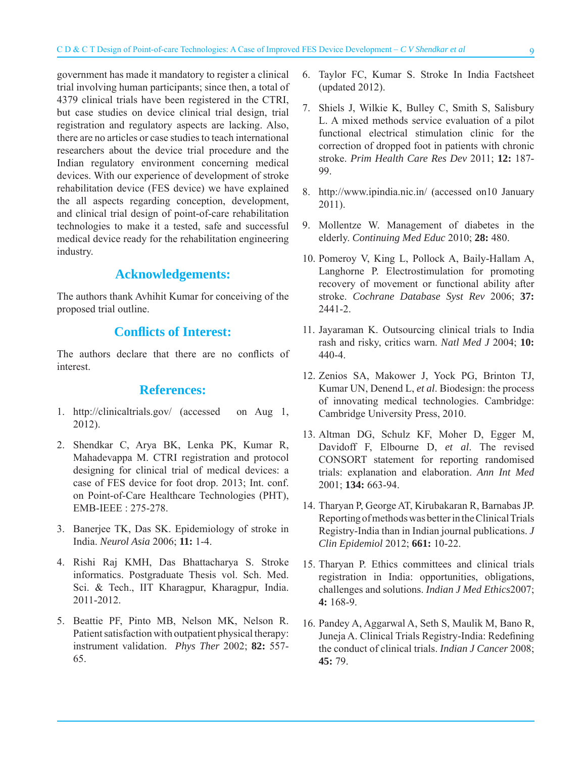government has made it mandatory to register a clinical trial involving human participants; since then, a total of 4379 clinical trials have been registered in the CTRI, but case studies on device clinical trial design, trial registration and regulatory aspects are lacking. Also, there are no articles or case studies to teach international researchers about the device trial procedure and the Indian regulatory environment concerning medical devices. With our experience of development of stroke rehabilitation device (FES device) we have explained the all aspects regarding conception, development, and clinical trial design of point-of-care rehabilitation technologies to make it a tested, safe and successful medical device ready for the rehabilitation engineering industry.

## Acknowledgements:

The authors thank Avhihit Kumar for conceiving of the proposed trial outline.

## Conflicts of Interest:

The authors declare that there are no conflicts of interest.

## References:

1. http://clinicaltrials.gov/ (accessed on Aug 1, 2012).
2. Shendkar C, Arya BK, Lenka PK, Kumar R, Mahadevappa M. CTRI registration and protocol designing for clinical trial of medical devices: a case of FES device for foot drop. 2013; Int. conf. on Point-of-Care Healthcare Technologies (PHT), EMB-IEEE : 275-278.
3. Banerjee TK, Das SK. Epidemiology of stroke in India. *Neurol Asia* 2006; **11:** 1-4.
4. Rishi Raj KMH, Das Bhattacharya S. Stroke informatics. Postgraduate Thesis vol. Sch. Med. Sci. & Tech., IIT Kharagpur, Kharagpur, India. 2011-2012.
5. Beattie PF, Pinto MB, Nelson MK, Nelson R. Patient satisfaction with outpatient physical therapy: instrument validation. *Phys Ther* 2002; **82:** 557-65.
6. Taylor FC, Kumar S. Stroke In India Factsheet (updated 2012).
7. Shiels J, Wilkie K, Bulley C, Smith S, Salisbury L. A mixed methods service evaluation of a pilot functional electrical stimulation clinic for the correction of dropped foot in patients with chronic stroke. *Prim Health Care Res Dev* 2011; **12:** 187-99.
8. http://www.ipindia.nic.in/ (accessed on10 January 2011).
9. Mollentze W. Management of diabetes in the elderly. *Continuing Med Educ* 2010; **28:** 480.
10. Pomeroy V, King L, Pollock A, Baily-Hallam A, Langhorne P. Electrostimulation for promoting recovery of movement or functional ability after stroke. *Cochrane Database Syst Rev* 2006; **37:** 2441-2.
11. Jayaraman K. Outsourcing clinical trials to India rash and risky, critics warn. *Natl Med J* 2004; **10:** 440-4.
12. Zenios SA, Makower J, Yock PG, Brinton TJ, Kumar UN, Denend L, *et al*. Biodesign: the process of innovating medical technologies. Cambridge: Cambridge University Press, 2010.
13. Altman DG, Schulz KF, Moher D, Egger M, Davidoff F, Elbourne D, *et al*. The revised CONSORT statement for reporting randomised trials: explanation and elaboration. *Ann Int Med* 2001; **134:** 663-94.
14. Tharyan P, George AT, Kirubakaran R, Barnabas JP. Reporting of methods was better in the Clinical Trials Registry-India than in Indian journal publications. *J Clin Epidemiol* 2012; **661:** 10-22.
15. Tharyan P. Ethics committees and clinical trials registration in India: opportunities, obligations, challenges and solutions. *Indian J Med Ethics*2007; **4:** 168-9.
16. Pandey A, Aggarwal A, Seth S, Maulik M, Bano R, Juneja A. Clinical Trials Registry-India: Redefining the conduct of clinical trials. *Indian J Cancer* 2008; **45:** 79.